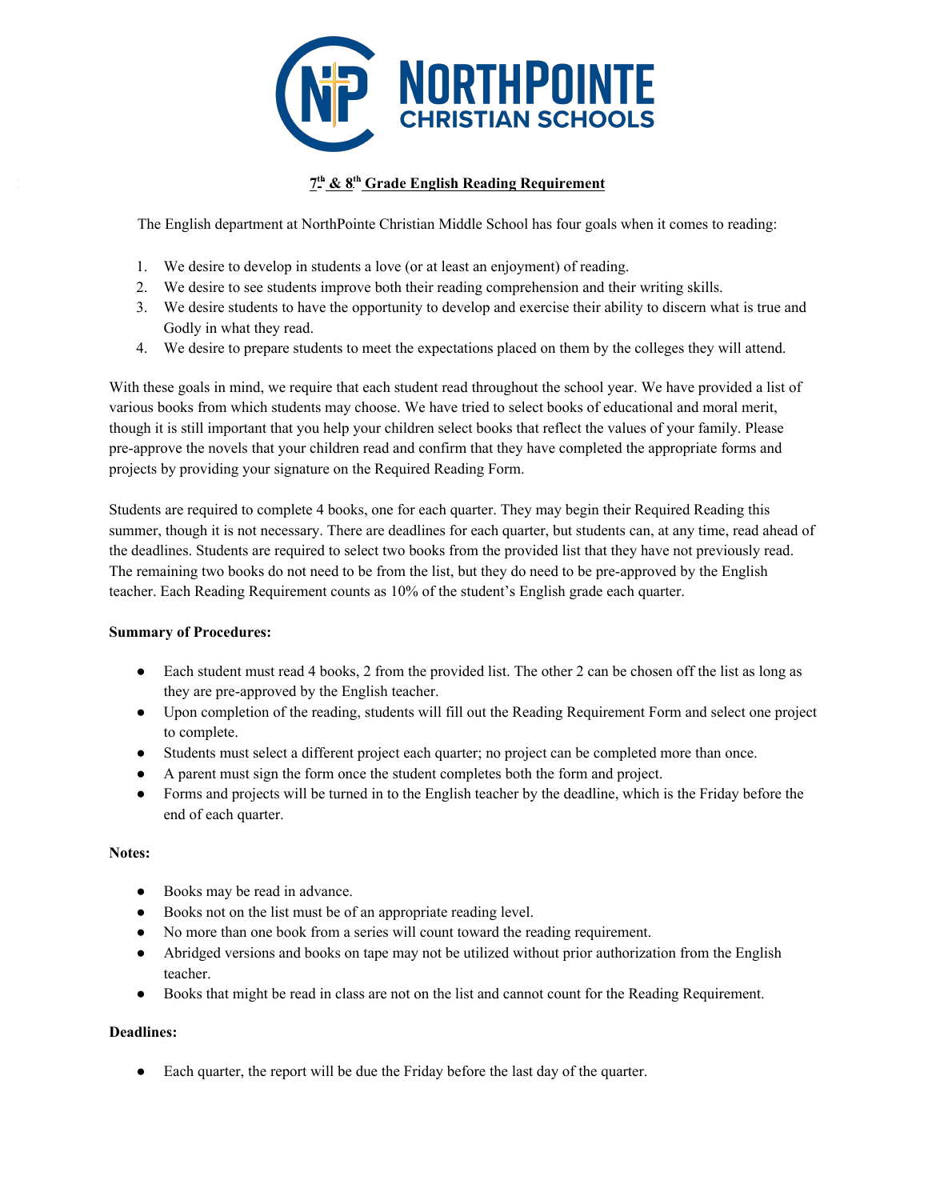NORTHPOINTE CHRISTIAN SCHOOLS

# 7th & 8th Grade English Reading Requirement

The English department at NorthPointe Christian Middle School has four goals when it comes to reading:

1. We desire to develop in students a love (or at least an enjoyment) of reading.
2. We desire to see students improve both their reading comprehension and their writing skills.
3. We desire students to have the opportunity to develop and exercise their ability to discern what is true and Godly in what they read.
4. We desire to prepare students to meet the expectations placed on them by the colleges they will attend.

With these goals in mind, we require that each student read throughout the school year. We have provided a list of various books from which students may choose. We have tried to select books of educational and moral merit, though it is still important that you help your children select books that reflect the values of your family. Please pre-approve the novels that your children read and confirm that they have completed the appropriate forms and projects by providing your signature on the Required Reading Form.

Students are required to complete 4 books, one for each quarter. They may begin their Required Reading this summer, though it is not necessary. There are deadlines for each quarter, but students can, at any time, read ahead of the deadlines. Students are required to select two books from the provided list that they have not previously read. The remaining two books do not need to be from the list, but they do need to be pre-approved by the English teacher. Each Reading Requirement counts as 10% of the student's English grade each quarter.

**Summary of Procedures:**

- Each student must read 4 books, 2 from the provided list. The other 2 can be chosen off the list as long as they are pre-approved by the English teacher.
- Upon completion of the reading, students will fill out the Reading Requirement Form and select one project to complete.
- Students must select a different project each quarter; no project can be completed more than once.
- A parent must sign the form once the student completes both the form and project.
- Forms and projects will be turned in to the English teacher by the deadline, which is the Friday before the end of each quarter.

**Notes:**

- Books may be read in advance.
- Books not on the list must be of an appropriate reading level.
- No more than one book from a series will count toward the reading requirement.
- Abridged versions and books on tape may not be utilized without prior authorization from the English teacher.
- Books that might be read in class are not on the list and cannot count for the Reading Requirement.

**Deadlines:**

- Each quarter, the report will be due the Friday before the last day of the quarter.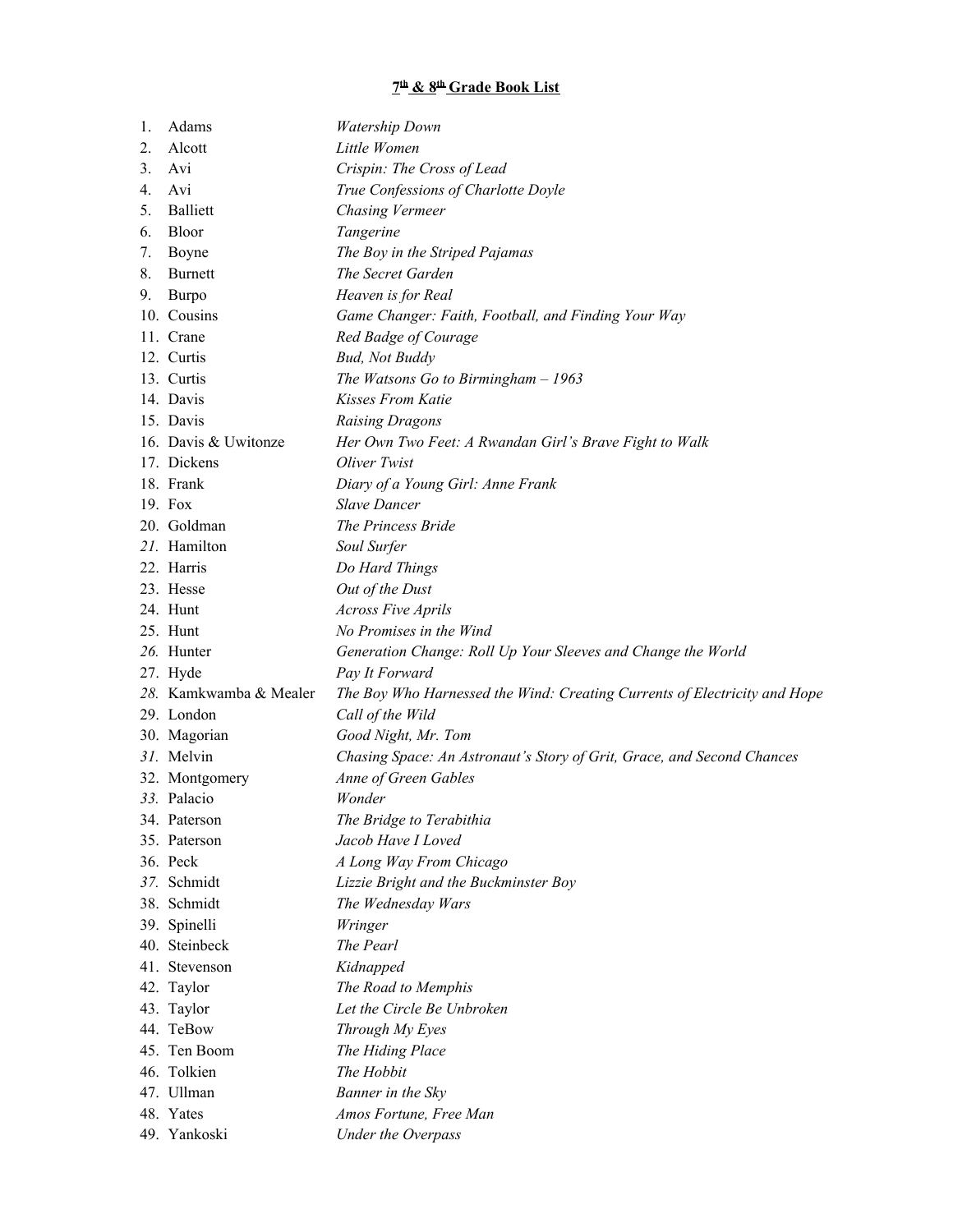# 7th & 8th Grade Book List

| | Author | Title |
|---|---|---|
| 1. | Adams | *Watership Down* |
| 2. | Alcott | *Little Women* |
| 3. | Avi | *Crispin: The Cross of Lead* |
| 4. | Avi | *True Confessions of Charlotte Doyle* |
| 5. | Balliett | *Chasing Vermeer* |
| 6. | Bloor | *Tangerine* |
| 7. | Boyne | *The Boy in the Striped Pajamas* |
| 8. | Burnett | *The Secret Garden* |
| 9. | Burpo | *Heaven is for Real* |
| 10. | Cousins | *Game Changer: Faith, Football, and Finding Your Way* |
| 11. | Crane | *Red Badge of Courage* |
| 12. | Curtis | *Bud, Not Buddy* |
| 13. | Curtis | *The Watsons Go to Birmingham – 1963* |
| 14. | Davis | *Kisses From Katie* |
| 15. | Davis | *Raising Dragons* |
| 16. | Davis & Uwitonze | *Her Own Two Feet: A Rwandan Girl's Brave Fight to Walk* |
| 17. | Dickens | *Oliver Twist* |
| 18. | Frank | *Diary of a Young Girl: Anne Frank* |
| 19. | Fox | *Slave Dancer* |
| 20. | Goldman | *The Princess Bride* |
| 21. | Hamilton | *Soul Surfer* |
| 22. | Harris | *Do Hard Things* |
| 23. | Hesse | *Out of the Dust* |
| 24. | Hunt | *Across Five Aprils* |
| 25. | Hunt | *No Promises in the Wind* |
| 26. | Hunter | *Generation Change: Roll Up Your Sleeves and Change the World* |
| 27. | Hyde | *Pay It Forward* |
| 28. | Kamkwamba & Mealer | *The Boy Who Harnessed the Wind: Creating Currents of Electricity and Hope* |
| 29. | London | *Call of the Wild* |
| 30. | Magorian | *Good Night, Mr. Tom* |
| 31. | Melvin | *Chasing Space: An Astronaut's Story of Grit, Grace, and Second Chances* |
| 32. | Montgomery | *Anne of Green Gables* |
| 33. | Palacio | *Wonder* |
| 34. | Paterson | *The Bridge to Terabithia* |
| 35. | Paterson | *Jacob Have I Loved* |
| 36. | Peck | *A Long Way From Chicago* |
| 37. | Schmidt | *Lizzie Bright and the Buckminster Boy* |
| 38. | Schmidt | *The Wednesday Wars* |
| 39. | Spinelli | *Wringer* |
| 40. | Steinbeck | *The Pearl* |
| 41. | Stevenson | *Kidnapped* |
| 42. | Taylor | *The Road to Memphis* |
| 43. | Taylor | *Let the Circle Be Unbroken* |
| 44. | TeBow | *Through My Eyes* |
| 45. | Ten Boom | *The Hiding Place* |
| 46. | Tolkien | *The Hobbit* |
| 47. | Ullman | *Banner in the Sky* |
| 48. | Yates | *Amos Fortune, Free Man* |
| 49. | Yankoski | *Under the Overpass* |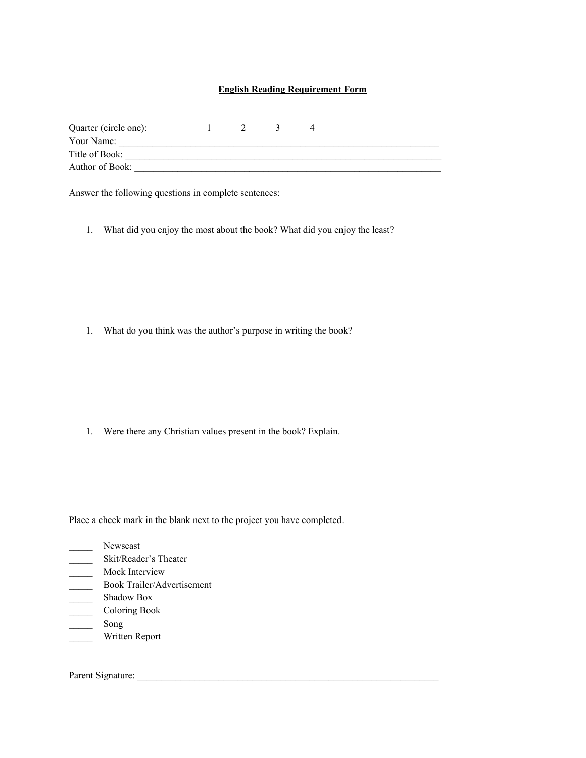**<u>English Reading Requirement Form</u>**

Quarter (circle one): 1 2 3 4

Your Name: ______________________________________________________________________

Title of Book: ____________________________________________________________________

Author of Book: ___________________________________________________________________

Answer the following questions in complete sentences:

1. What did you enjoy the most about the book? What did you enjoy the least?

1. What do you think was the author's purpose in writing the book?

1. Were there any Christian values present in the book? Explain.

Place a check mark in the blank next to the project you have completed.

_____ Newscast
_____ Skit/Reader's Theater
_____ Mock Interview
_____ Book Trailer/Advertisement
_____ Shadow Box
_____ Coloring Book
_____ Song
_____ Written Report

Parent Signature: _________________________________________________________________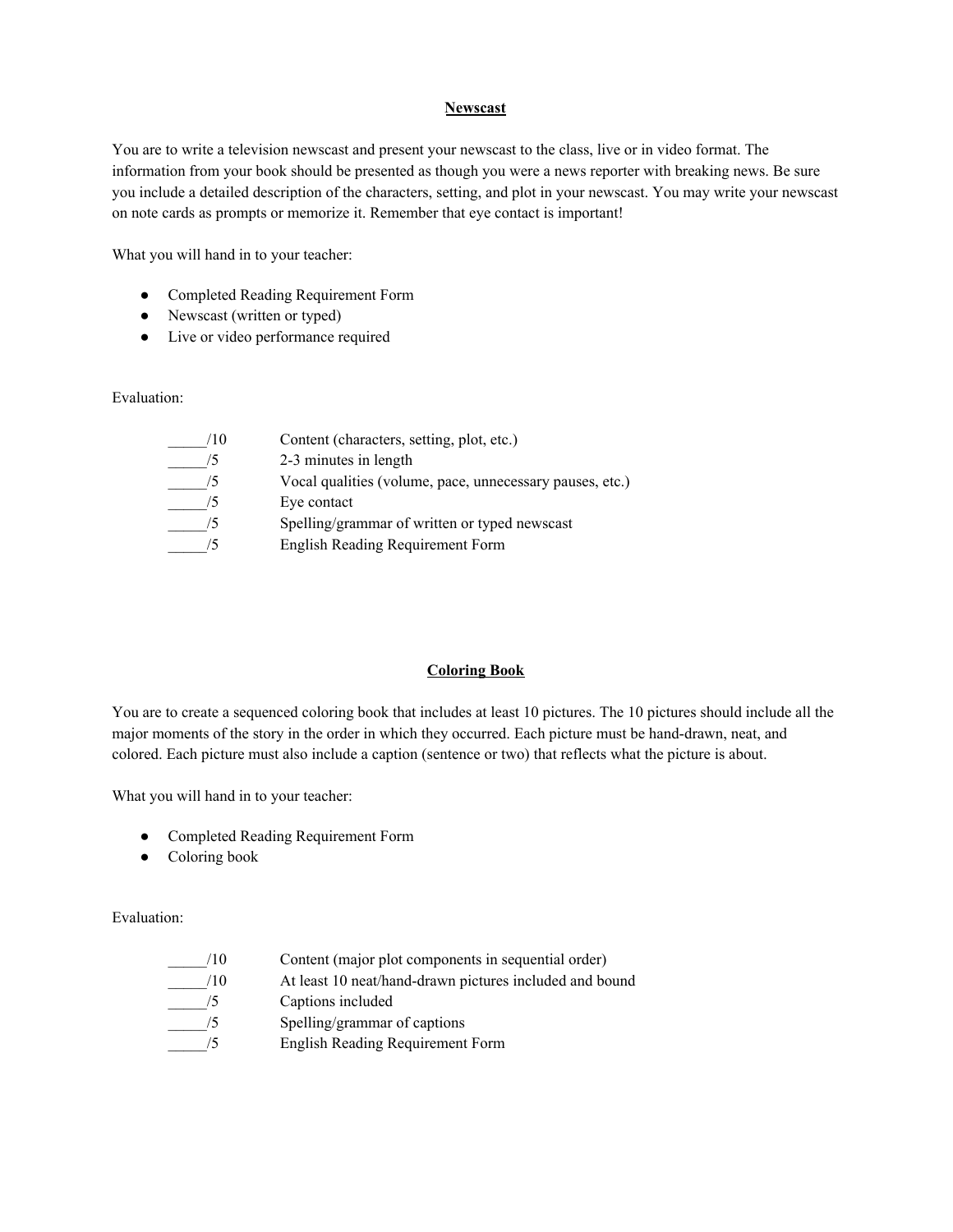## Newscast

You are to write a television newscast and present your newscast to the class, live or in video format. The information from your book should be presented as though you were a news reporter with breaking news. Be sure you include a detailed description of the characters, setting, and plot in your newscast. You may write your newscast on note cards as prompts or memorize it. Remember that eye contact is important!

What you will hand in to your teacher:

- Completed Reading Requirement Form
- Newscast (written or typed)
- Live or video performance required

Evaluation:

_____/10 Content (characters, setting, plot, etc.)
_____/5 2-3 minutes in length
_____/5 Vocal qualities (volume, pace, unnecessary pauses, etc.)
_____/5 Eye contact
_____/5 Spelling/grammar of written or typed newscast
_____/5 English Reading Requirement Form

## Coloring Book

You are to create a sequenced coloring book that includes at least 10 pictures. The 10 pictures should include all the major moments of the story in the order in which they occurred. Each picture must be hand-drawn, neat, and colored. Each picture must also include a caption (sentence or two) that reflects what the picture is about.

What you will hand in to your teacher:

- Completed Reading Requirement Form
- Coloring book

Evaluation:

_____/10 Content (major plot components in sequential order)
_____/10 At least 10 neat/hand-drawn pictures included and bound
_____/5 Captions included
_____/5 Spelling/grammar of captions
_____/5 English Reading Requirement Form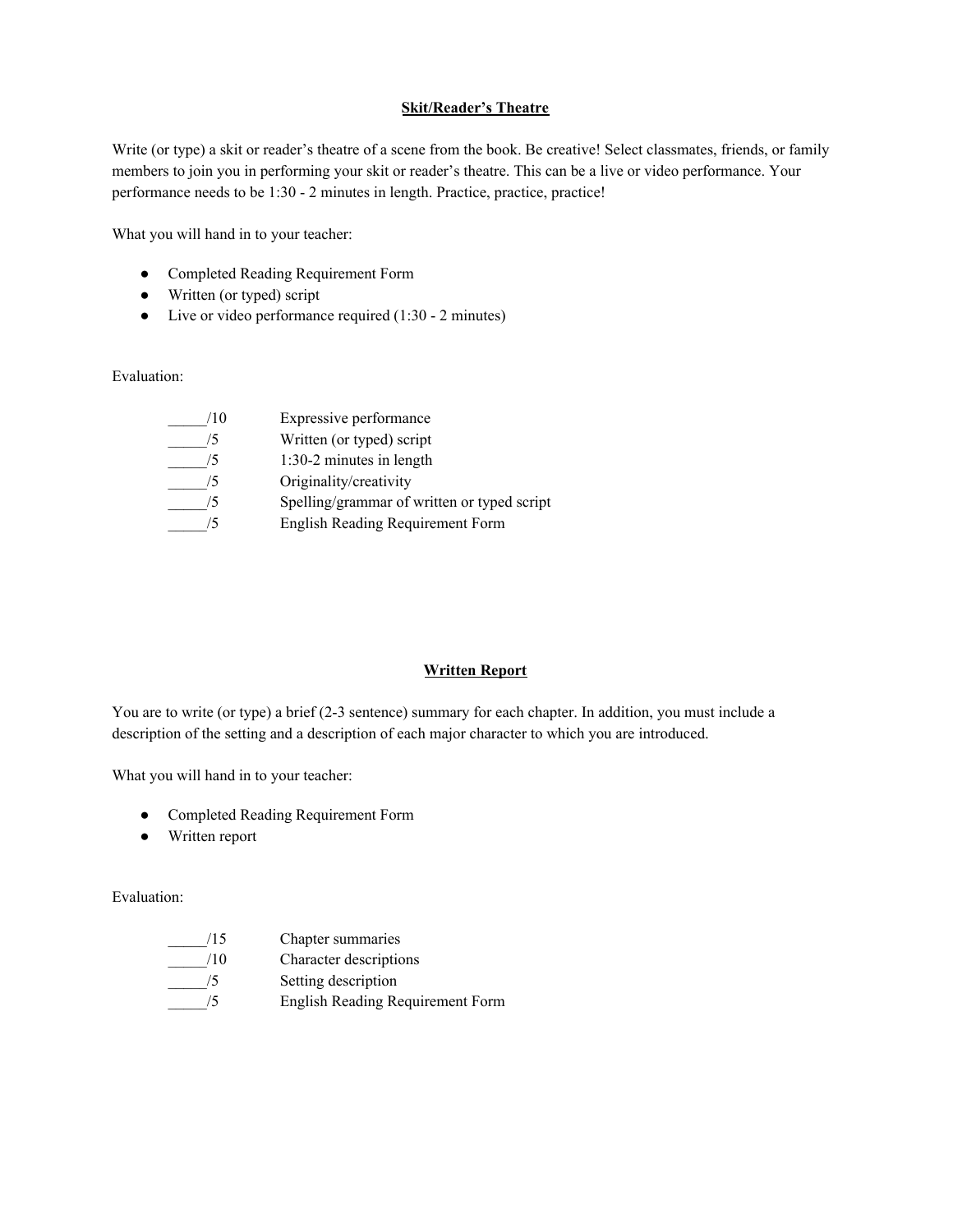## Skit/Reader's Theatre

Write (or type) a skit or reader's theatre of a scene from the book. Be creative! Select classmates, friends, or family members to join you in performing your skit or reader's theatre. This can be a live or video performance. Your performance needs to be 1:30 - 2 minutes in length. Practice, practice, practice!

What you will hand in to your teacher:

- Completed Reading Requirement Form
- Written (or typed) script
- Live or video performance required (1:30 - 2 minutes)

Evaluation:

| | |
|---|---|
| _____/10 | Expressive performance |
| _____/5 | Written (or typed) script |
| _____/5 | 1:30-2 minutes in length |
| _____/5 | Originality/creativity |
| _____/5 | Spelling/grammar of written or typed script |
| _____/5 | English Reading Requirement Form |

## Written Report

You are to write (or type) a brief (2-3 sentence) summary for each chapter. In addition, you must include a description of the setting and a description of each major character to which you are introduced.

What you will hand in to your teacher:

- Completed Reading Requirement Form
- Written report

Evaluation:

| | |
|---|---|
| _____/15 | Chapter summaries |
| _____/10 | Character descriptions |
| _____/5 | Setting description |
| _____/5 | English Reading Requirement Form |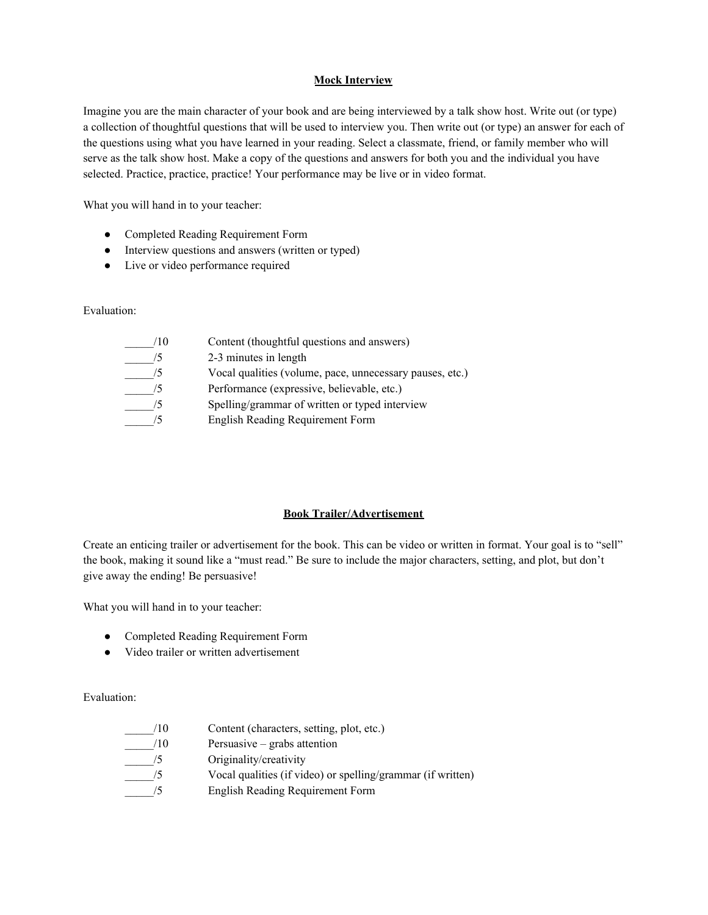## Mock Interview

Imagine you are the main character of your book and are being interviewed by a talk show host. Write out (or type) a collection of thoughtful questions that will be used to interview you. Then write out (or type) an answer for each of the questions using what you have learned in your reading. Select a classmate, friend, or family member who will serve as the talk show host. Make a copy of the questions and answers for both you and the individual you have selected. Practice, practice, practice! Your performance may be live or in video format.

What you will hand in to your teacher:

- Completed Reading Requirement Form
- Interview questions and answers (written or typed)
- Live or video performance required

Evaluation:

| Score | Criteria |
|---|---|
| _____/10 | Content (thoughtful questions and answers) |
| _____/5 | 2-3 minutes in length |
| _____/5 | Vocal qualities (volume, pace, unnecessary pauses, etc.) |
| _____/5 | Performance (expressive, believable, etc.) |
| _____/5 | Spelling/grammar of written or typed interview |
| _____/5 | English Reading Requirement Form |

## Book Trailer/Advertisement

Create an enticing trailer or advertisement for the book. This can be video or written in format. Your goal is to "sell" the book, making it sound like a "must read." Be sure to include the major characters, setting, and plot, but don't give away the ending! Be persuasive!

What you will hand in to your teacher:

- Completed Reading Requirement Form
- Video trailer or written advertisement

Evaluation:

| Score | Criteria |
|---|---|
| _____/10 | Content (characters, setting, plot, etc.) |
| _____/10 | Persuasive – grabs attention |
| _____/5 | Originality/creativity |
| _____/5 | Vocal qualities (if video) or spelling/grammar (if written) |
| _____/5 | English Reading Requirement Form |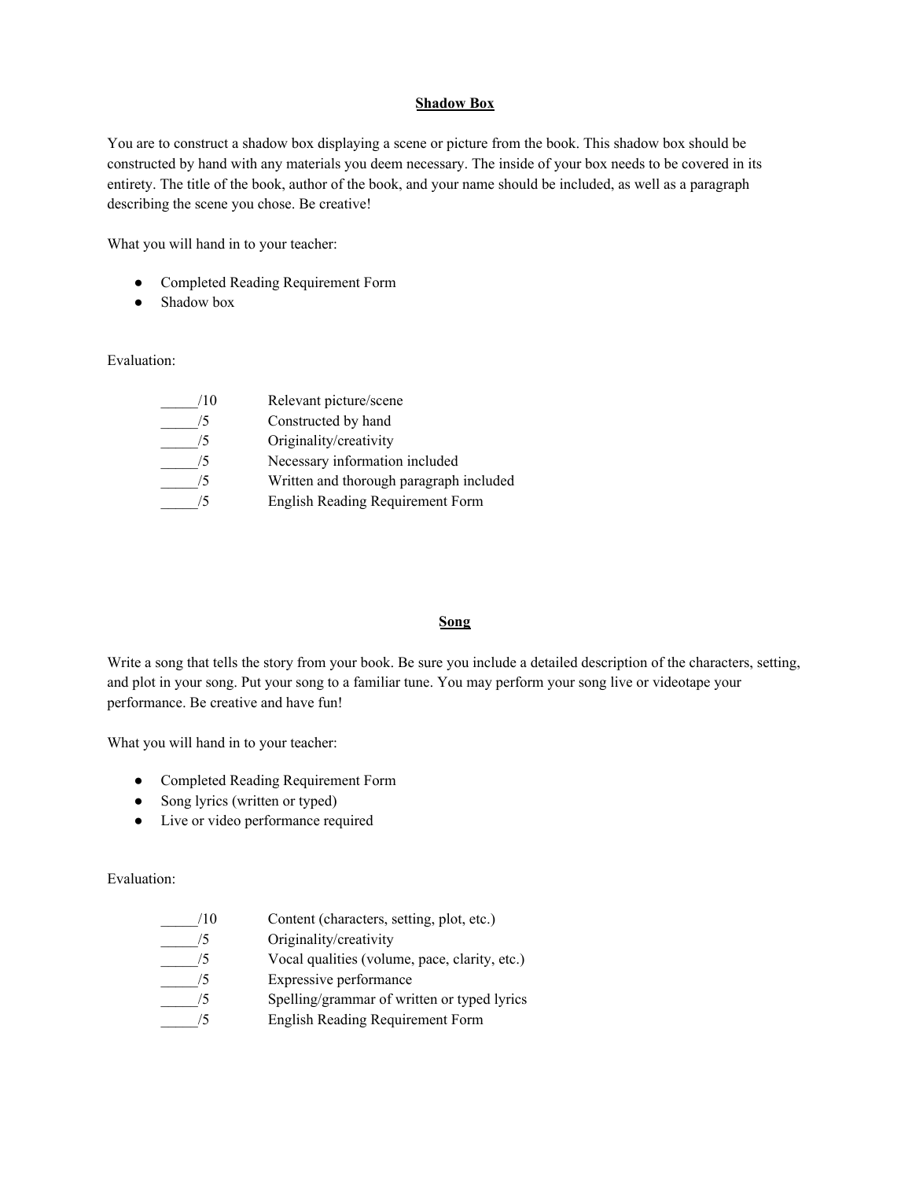## Shadow Box

You are to construct a shadow box displaying a scene or picture from the book. This shadow box should be constructed by hand with any materials you deem necessary. The inside of your box needs to be covered in its entirety. The title of the book, author of the book, and your name should be included, as well as a paragraph describing the scene you chose. Be creative!

What you will hand in to your teacher:

- Completed Reading Requirement Form
- Shadow box

Evaluation:

| | |
|---|---|
| _____/10 | Relevant picture/scene |
| _____/5 | Constructed by hand |
| _____/5 | Originality/creativity |
| _____/5 | Necessary information included |
| _____/5 | Written and thorough paragraph included |
| _____/5 | English Reading Requirement Form |

## Song

Write a song that tells the story from your book. Be sure you include a detailed description of the characters, setting, and plot in your song. Put your song to a familiar tune. You may perform your song live or videotape your performance. Be creative and have fun!

What you will hand in to your teacher:

- Completed Reading Requirement Form
- Song lyrics (written or typed)
- Live or video performance required

Evaluation:

| | |
|---|---|
| _____/10 | Content (characters, setting, plot, etc.) |
| _____/5 | Originality/creativity |
| _____/5 | Vocal qualities (volume, pace, clarity, etc.) |
| _____/5 | Expressive performance |
| _____/5 | Spelling/grammar of written or typed lyrics |
| _____/5 | English Reading Requirement Form |